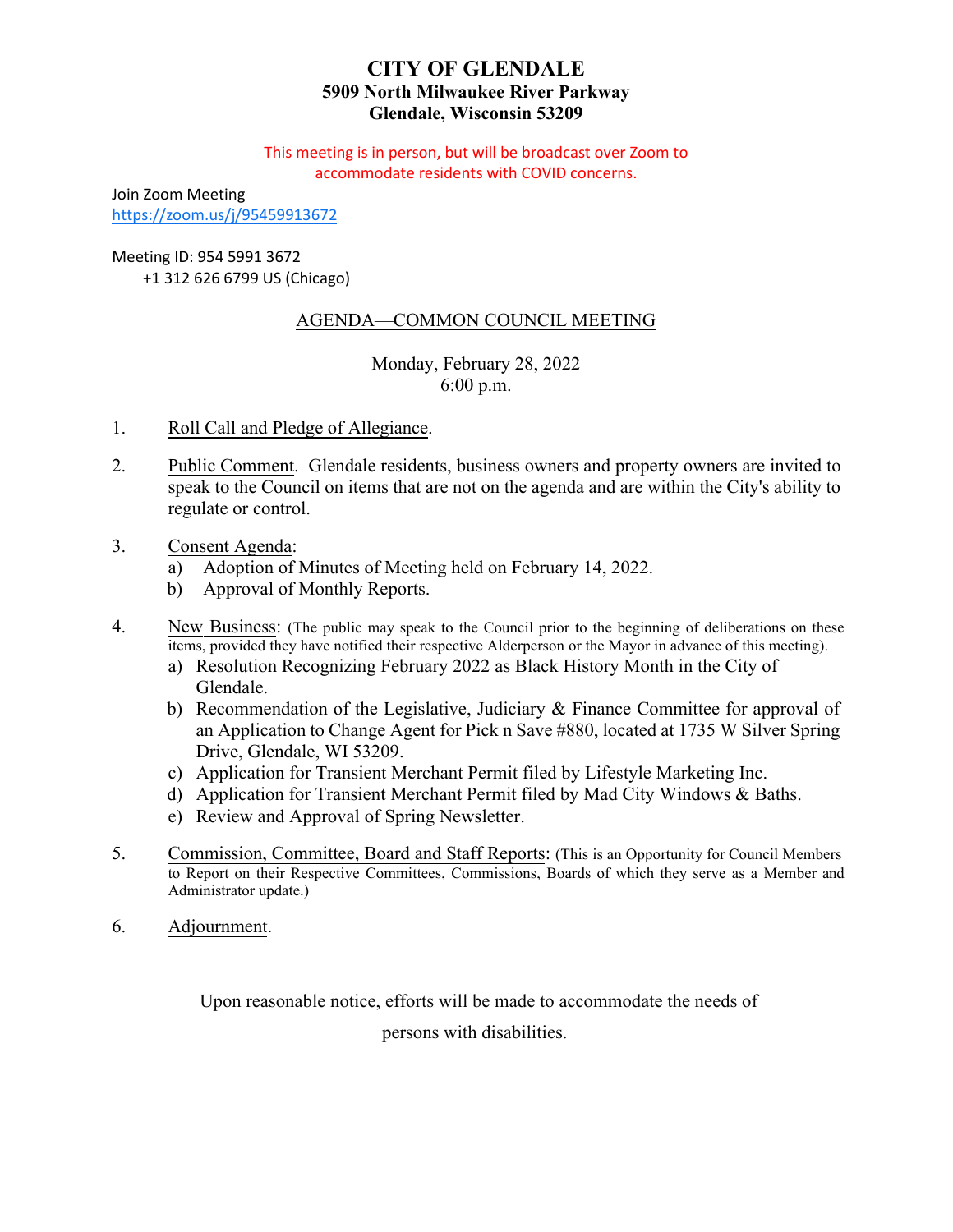# CITY OF GLENDALE

**5909 North Milwaukee River Parkway**
**Glendale, Wisconsin 53209**

This meeting is in person, but will be broadcast over Zoom to accommodate residents with COVID concerns.

Join Zoom Meeting
https://zoom.us/j/95459913672

Meeting ID: 954 5991 3672
+1 312 626 6799 US (Chicago)

## AGENDA—COMMON COUNCIL MEETING

Monday, February 28, 2022
6:00 p.m.

1. Roll Call and Pledge of Allegiance.

2. Public Comment. Glendale residents, business owners and property owners are invited to speak to the Council on items that are not on the agenda and are within the City's ability to regulate or control.

3. Consent Agenda:
   a) Adoption of Minutes of Meeting held on February 14, 2022.
   b) Approval of Monthly Reports.

4. New Business: (The public may speak to the Council prior to the beginning of deliberations on these items, provided they have notified their respective Alderperson or the Mayor in advance of this meeting).
   a) Resolution Recognizing February 2022 as Black History Month in the City of Glendale.
   b) Recommendation of the Legislative, Judiciary & Finance Committee for approval of an Application to Change Agent for Pick n Save #880, located at 1735 W Silver Spring Drive, Glendale, WI 53209.
   c) Application for Transient Merchant Permit filed by Lifestyle Marketing Inc.
   d) Application for Transient Merchant Permit filed by Mad City Windows & Baths.
   e) Review and Approval of Spring Newsletter.

5. Commission, Committee, Board and Staff Reports: (This is an Opportunity for Council Members to Report on their Respective Committees, Commissions, Boards of which they serve as a Member and Administrator update.)

6. Adjournment.

Upon reasonable notice, efforts will be made to accommodate the needs of persons with disabilities.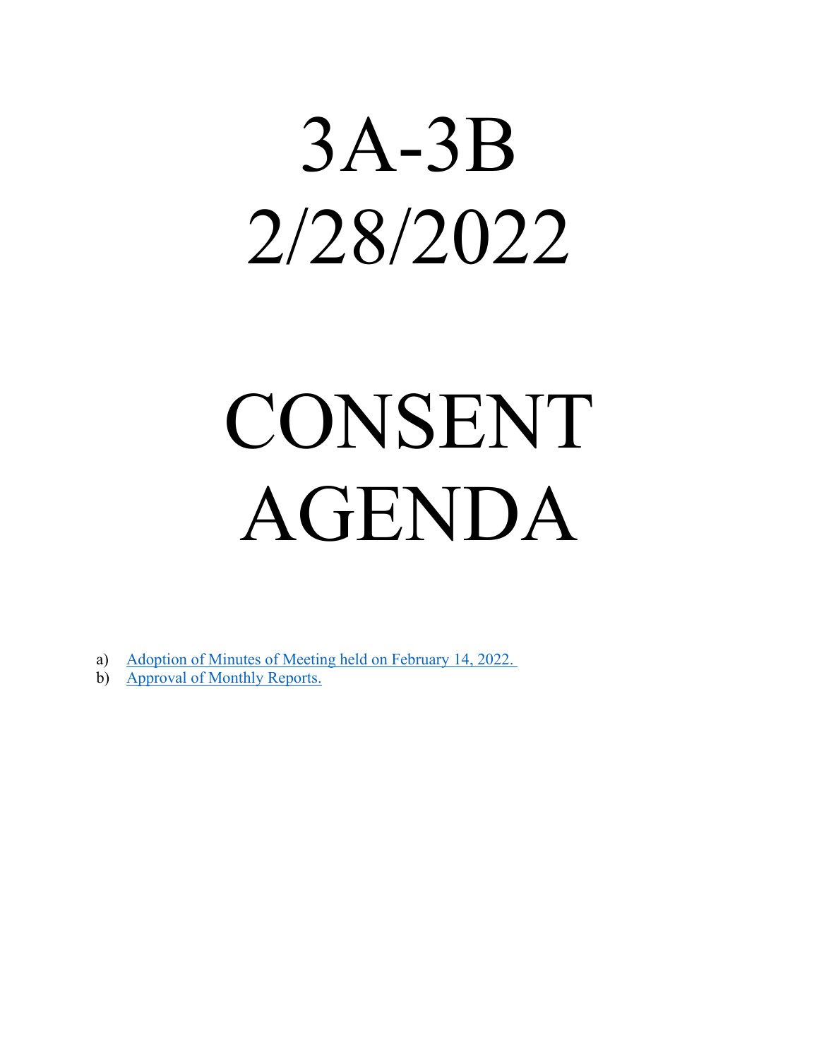# 3A-3B
# 2/28/2022

# CONSENT AGENDA

a) Adoption of Minutes of Meeting held on February 14, 2022.
b) Approval of Monthly Reports.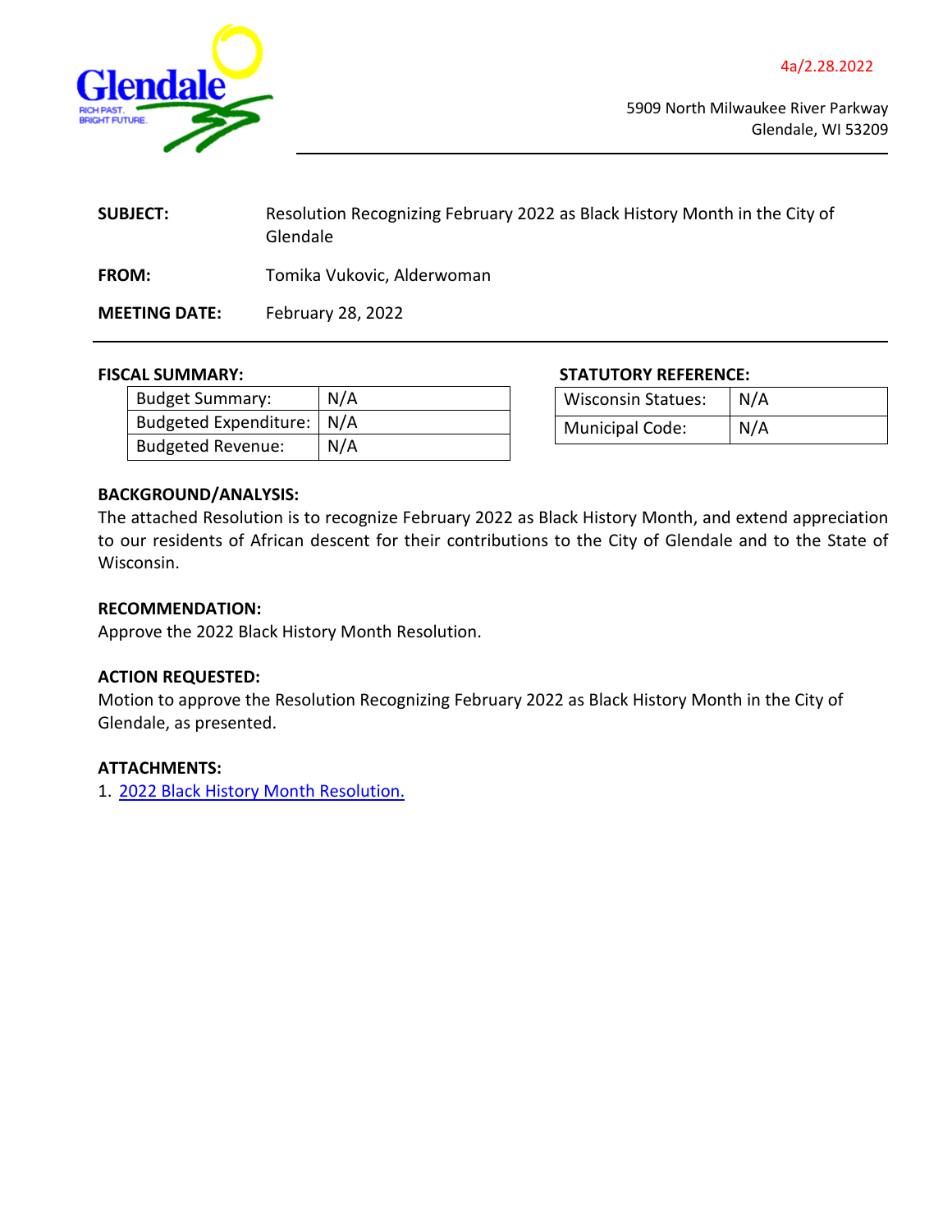4a/2.28.2022

Glendale
RICH PAST.
BRIGHT FUTURE.

5909 North Milwaukee River Parkway
Glendale, WI 53209

**SUBJECT:** Resolution Recognizing February 2022 as Black History Month in the City of Glendale

**FROM:** Tomika Vukovic, Alderwoman

**MEETING DATE:** February 28, 2022

**FISCAL SUMMARY:**

| | |
|---|---|
| Budget Summary: | N/A |
| Budgeted Expenditure: | N/A |
| Budgeted Revenue: | N/A |

**STATUTORY REFERENCE:**

| | |
|---|---|
| Wisconsin Statues: | N/A |
| Municipal Code: | N/A |

**BACKGROUND/ANALYSIS:**

The attached Resolution is to recognize February 2022 as Black History Month, and extend appreciation to our residents of African descent for their contributions to the City of Glendale and to the State of Wisconsin.

**RECOMMENDATION:**

Approve the 2022 Black History Month Resolution.

**ACTION REQUESTED:**

Motion to approve the Resolution Recognizing February 2022 as Black History Month in the City of Glendale, as presented.

**ATTACHMENTS:**

1. 2022 Black History Month Resolution.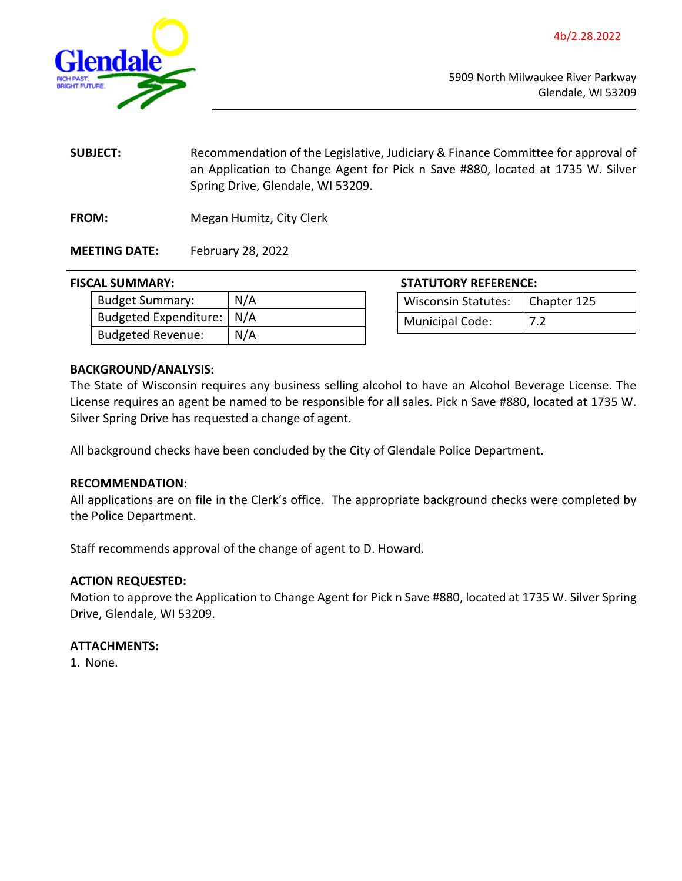4b/2.28.2022

Glendale
RICH PAST. BRIGHT FUTURE.

5909 North Milwaukee River Parkway
Glendale, WI 53209

**SUBJECT:** Recommendation of the Legislative, Judiciary & Finance Committee for approval of an Application to Change Agent for Pick n Save #880, located at 1735 W. Silver Spring Drive, Glendale, WI 53209.

**FROM:** Megan Humitz, City Clerk

**MEETING DATE:** February 28, 2022

**FISCAL SUMMARY:**

| Budget Summary: | N/A |
|---|---|
| Budgeted Expenditure: | N/A |
| Budgeted Revenue: | N/A |

**STATUTORY REFERENCE:**

| Wisconsin Statutes: | Chapter 125 |
|---|---|
| Municipal Code: | 7.2 |

**BACKGROUND/ANALYSIS:**

The State of Wisconsin requires any business selling alcohol to have an Alcohol Beverage License. The License requires an agent be named to be responsible for all sales. Pick n Save #880, located at 1735 W. Silver Spring Drive has requested a change of agent.

All background checks have been concluded by the City of Glendale Police Department.

**RECOMMENDATION:**

All applications are on file in the Clerk's office. The appropriate background checks were completed by the Police Department.

Staff recommends approval of the change of agent to D. Howard.

**ACTION REQUESTED:**

Motion to approve the Application to Change Agent for Pick n Save #880, located at 1735 W. Silver Spring Drive, Glendale, WI 53209.

**ATTACHMENTS:**

1. None.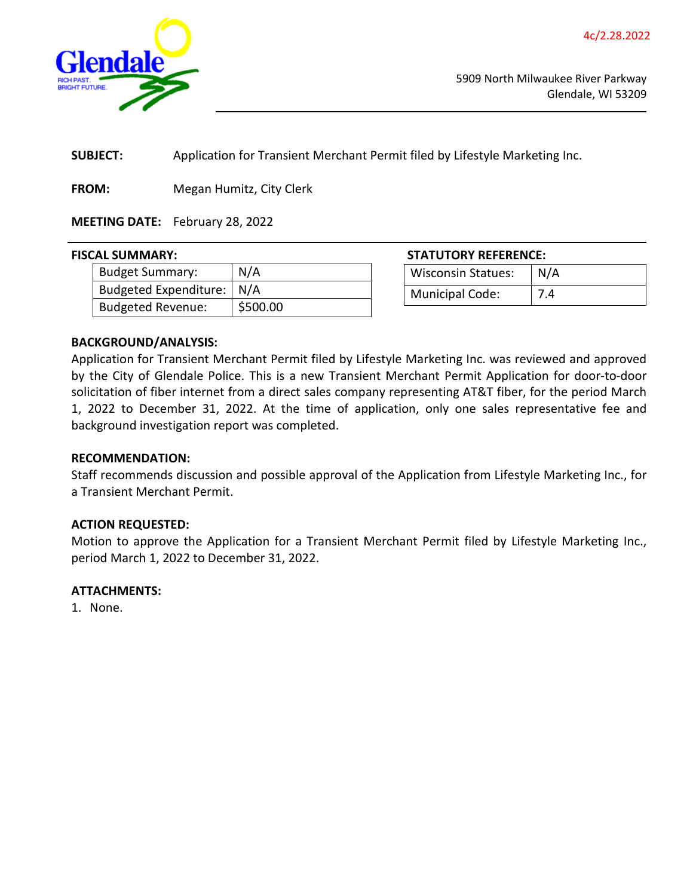4c/2.28.2022

Glendale
RICH PAST. BRIGHT FUTURE.

5909 North Milwaukee River Parkway
Glendale, WI 53209

**SUBJECT:** Application for Transient Merchant Permit filed by Lifestyle Marketing Inc.

**FROM:** Megan Humitz, City Clerk

**MEETING DATE:** February 28, 2022

**FISCAL SUMMARY:**

| Budget Summary: | N/A |
|---|---|
| Budgeted Expenditure: | N/A |
| Budgeted Revenue: | $500.00 |

**STATUTORY REFERENCE:**

| Wisconsin Statues: | N/A |
|---|---|
| Municipal Code: | 7.4 |

**BACKGROUND/ANALYSIS:**

Application for Transient Merchant Permit filed by Lifestyle Marketing Inc. was reviewed and approved by the City of Glendale Police. This is a new Transient Merchant Permit Application for door-to-door solicitation of fiber internet from a direct sales company representing AT&T fiber, for the period March 1, 2022 to December 31, 2022. At the time of application, only one sales representative fee and background investigation report was completed.

**RECOMMENDATION:**

Staff recommends discussion and possible approval of the Application from Lifestyle Marketing Inc., for a Transient Merchant Permit.

**ACTION REQUESTED:**

Motion to approve the Application for a Transient Merchant Permit filed by Lifestyle Marketing Inc., period March 1, 2022 to December 31, 2022.

**ATTACHMENTS:**

1. None.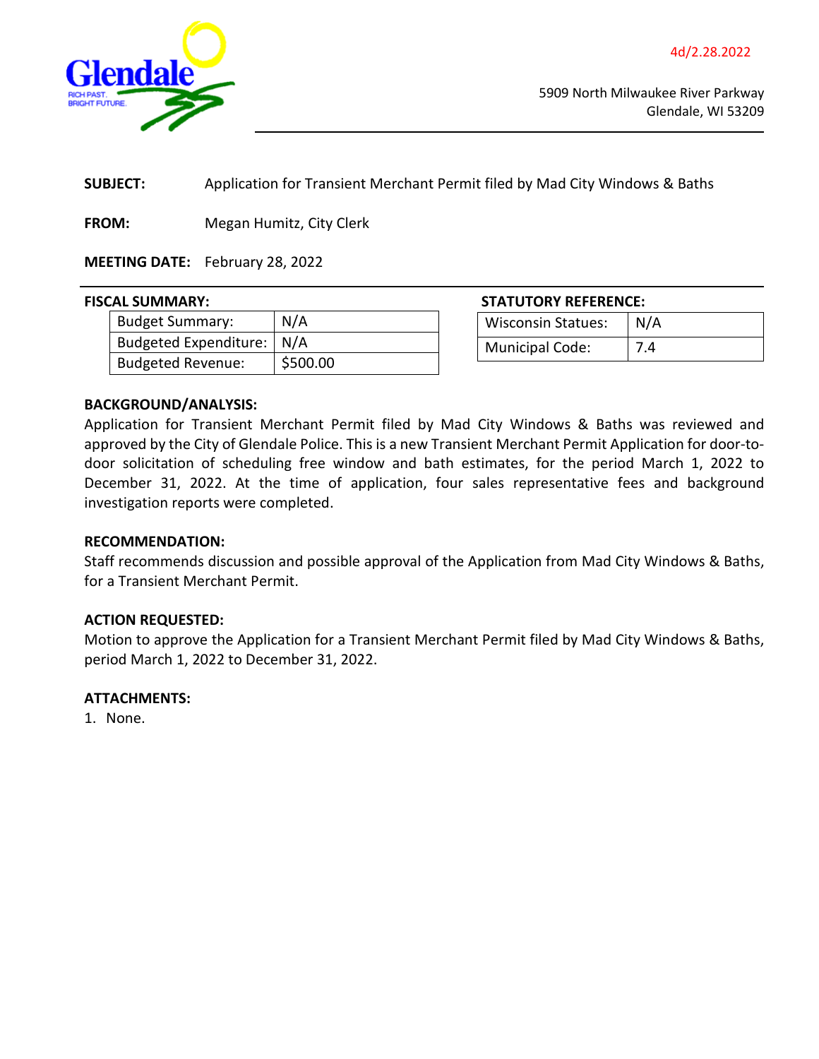4d/2.28.2022

5909 North Milwaukee River Parkway
Glendale, WI 53209

**SUBJECT:** Application for Transient Merchant Permit filed by Mad City Windows & Baths

**FROM:** Megan Humitz, City Clerk

**MEETING DATE:** February 28, 2022

**FISCAL SUMMARY:**

| | |
|---|---|
| Budget Summary: | N/A |
| Budgeted Expenditure: | N/A |
| Budgeted Revenue: | $500.00 |

**STATUTORY REFERENCE:**

| | |
|---|---|
| Wisconsin Statues: | N/A |
| Municipal Code: | 7.4 |

**BACKGROUND/ANALYSIS:**
Application for Transient Merchant Permit filed by Mad City Windows & Baths was reviewed and approved by the City of Glendale Police. This is a new Transient Merchant Permit Application for door-to-door solicitation of scheduling free window and bath estimates, for the period March 1, 2022 to December 31, 2022. At the time of application, four sales representative fees and background investigation reports were completed.

**RECOMMENDATION:**
Staff recommends discussion and possible approval of the Application from Mad City Windows & Baths, for a Transient Merchant Permit.

**ACTION REQUESTED:**
Motion to approve the Application for a Transient Merchant Permit filed by Mad City Windows & Baths, period March 1, 2022 to December 31, 2022.

**ATTACHMENTS:**
1. None.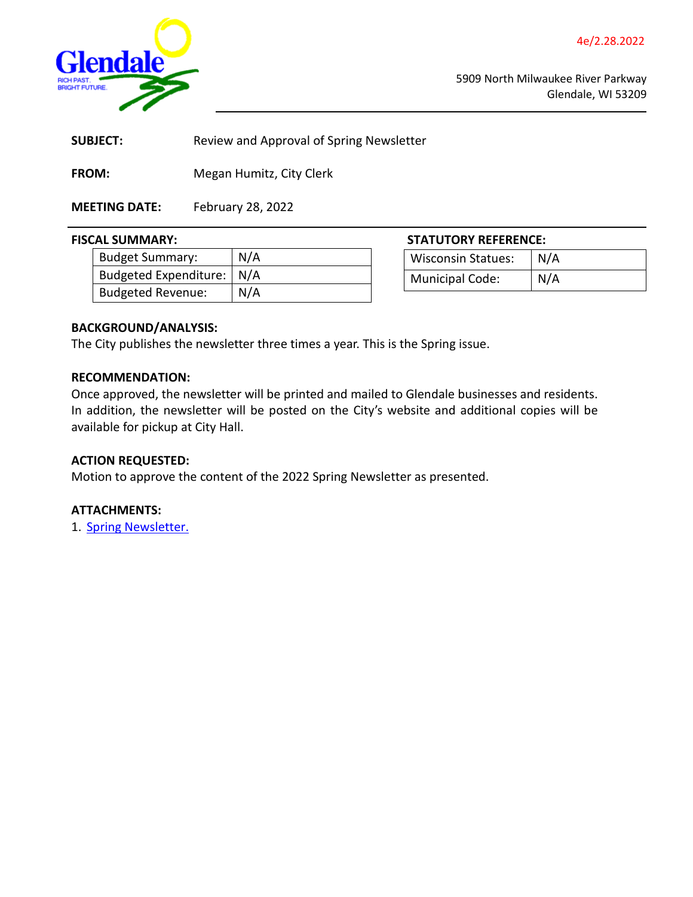4e/2.28.2022

Glendale
RICH PAST. BRIGHT FUTURE.

5909 North Milwaukee River Parkway
Glendale, WI 53209

**SUBJECT:** Review and Approval of Spring Newsletter

**FROM:** Megan Humitz, City Clerk

**MEETING DATE:** February 28, 2022

**FISCAL SUMMARY:**

| | |
|---|---|
| Budget Summary: | N/A |
| Budgeted Expenditure: | N/A |
| Budgeted Revenue: | N/A |

**STATUTORY REFERENCE:**

| | |
|---|---|
| Wisconsin Statues: | N/A |
| Municipal Code: | N/A |

**BACKGROUND/ANALYSIS:**
The City publishes the newsletter three times a year. This is the Spring issue.

**RECOMMENDATION:**
Once approved, the newsletter will be printed and mailed to Glendale businesses and residents. In addition, the newsletter will be posted on the City's website and additional copies will be available for pickup at City Hall.

**ACTION REQUESTED:**
Motion to approve the content of the 2022 Spring Newsletter as presented.

**ATTACHMENTS:**
1. Spring Newsletter.